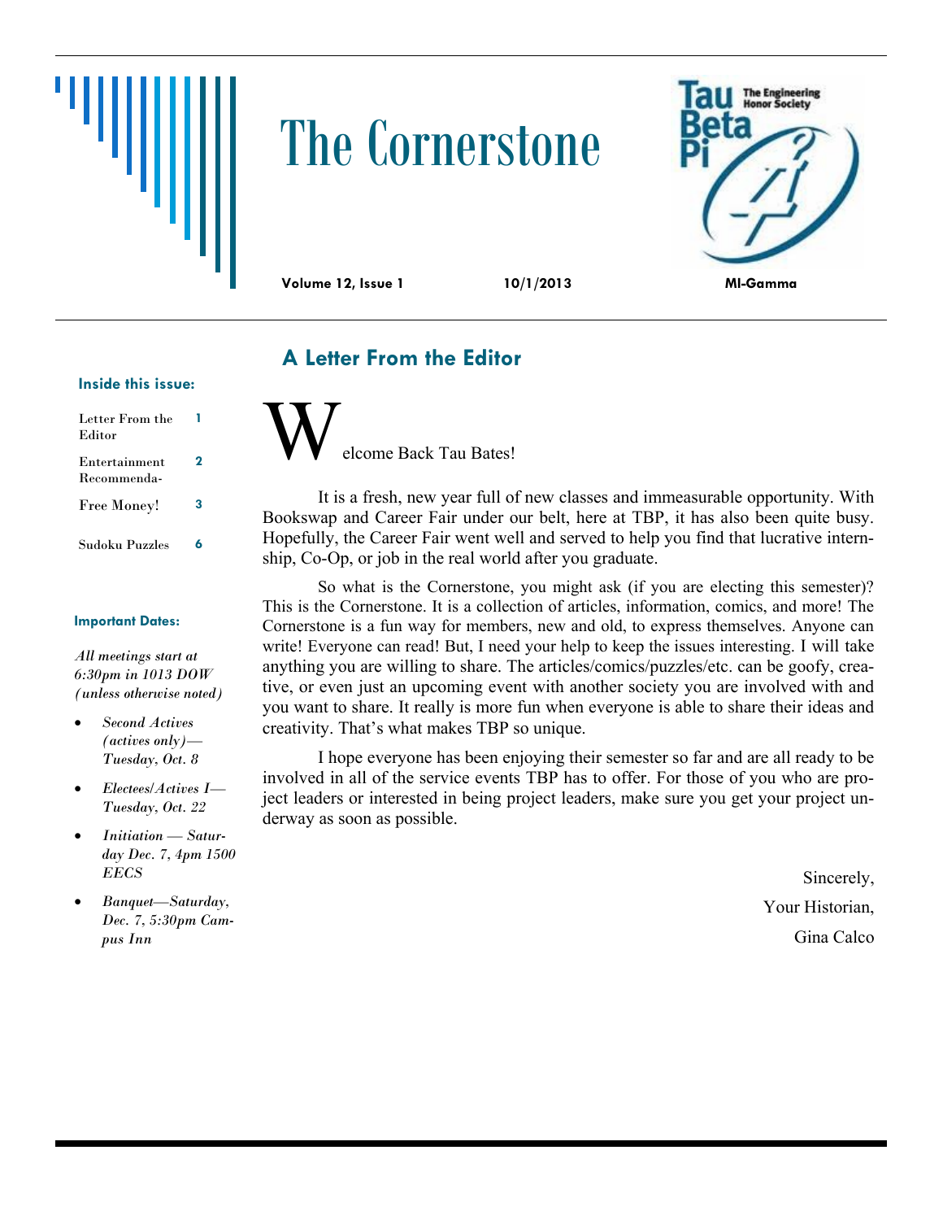# The Cornerstone

**Volume 12, Issue 1** **10/1/2013** **MI-Gamma**

Tau Beta Pi — The Engineering Honor Society

### Inside this issue:

| | |
|---|---|
| Letter From the Editor | 1 |
| Entertainment Recommenda- | 2 |
| Free Money! | 3 |
| Sudoku Puzzles | 6 |

### Important Dates:

*All meetings start at 6:30pm in 1013 DOW (unless otherwise noted)*

- *Second Actives (actives only)—Tuesday, Oct. 8*
- *Electees/Actives I—Tuesday, Oct. 22*
- *Initiation — Saturday Dec. 7, 4pm 1500 EECS*
- *Banquet—Saturday, Dec. 7, 5:30pm Campus Inn*

## A Letter From the Editor

Welcome Back Tau Bates!

It is a fresh, new year full of new classes and immeasurable opportunity. With Bookswap and Career Fair under our belt, here at TBP, it has also been quite busy. Hopefully, the Career Fair went well and served to help you find that lucrative internship, Co-Op, or job in the real world after you graduate.

So what is the Cornerstone, you might ask (if you are electing this semester)? This is the Cornerstone. It is a collection of articles, information, comics, and more! The Cornerstone is a fun way for members, new and old, to express themselves. Anyone can write! Everyone can read! But, I need your help to keep the issues interesting. I will take anything you are willing to share. The articles/comics/puzzles/etc. can be goofy, creative, or even just an upcoming event with another society you are involved with and you want to share. It really is more fun when everyone is able to share their ideas and creativity. That's what makes TBP so unique.

I hope everyone has been enjoying their semester so far and are all ready to be involved in all of the service events TBP has to offer. For those of you who are project leaders or interested in being project leaders, make sure you get your project underway as soon as possible.

Sincerely,

Your Historian,

Gina Calco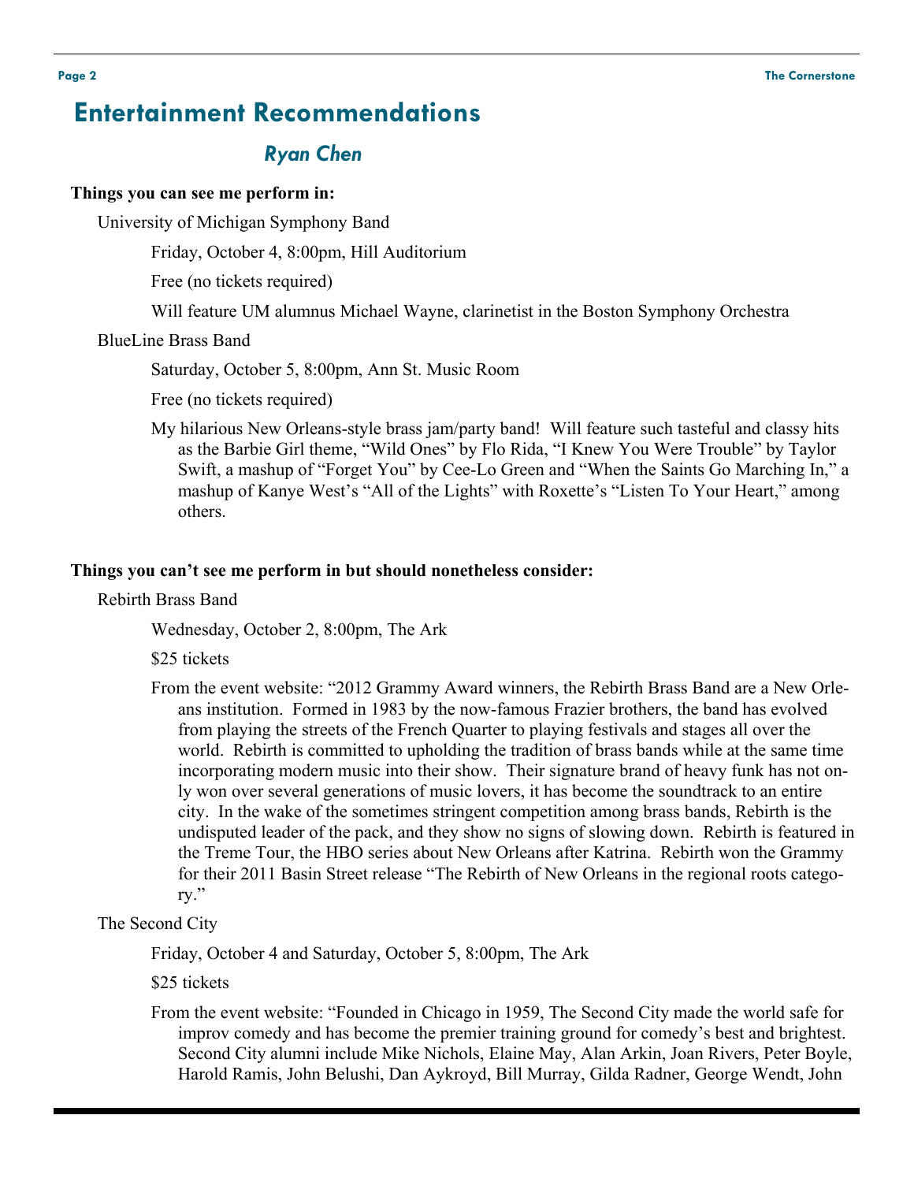# Entertainment Recommendations

## *Ryan Chen*

**Things you can see me perform in:**

University of Michigan Symphony Band

Friday, October 4, 8:00pm, Hill Auditorium

Free (no tickets required)

Will feature UM alumnus Michael Wayne, clarinetist in the Boston Symphony Orchestra

BlueLine Brass Band

Saturday, October 5, 8:00pm, Ann St. Music Room

Free (no tickets required)

My hilarious New Orleans-style brass jam/party band! Will feature such tasteful and classy hits as the Barbie Girl theme, "Wild Ones" by Flo Rida, "I Knew You Were Trouble" by Taylor Swift, a mashup of "Forget You" by Cee-Lo Green and "When the Saints Go Marching In," a mashup of Kanye West's "All of the Lights" with Roxette's "Listen To Your Heart," among others.

**Things you can't see me perform in but should nonetheless consider:**

Rebirth Brass Band

Wednesday, October 2, 8:00pm, The Ark

$25 tickets

From the event website: "2012 Grammy Award winners, the Rebirth Brass Band are a New Orleans institution. Formed in 1983 by the now-famous Frazier brothers, the band has evolved from playing the streets of the French Quarter to playing festivals and stages all over the world. Rebirth is committed to upholding the tradition of brass bands while at the same time incorporating modern music into their show. Their signature brand of heavy funk has not only won over several generations of music lovers, it has become the soundtrack to an entire city. In the wake of the sometimes stringent competition among brass bands, Rebirth is the undisputed leader of the pack, and they show no signs of slowing down. Rebirth is featured in the Treme Tour, the HBO series about New Orleans after Katrina. Rebirth won the Grammy for their 2011 Basin Street release "The Rebirth of New Orleans in the regional roots category."

The Second City

Friday, October 4 and Saturday, October 5, 8:00pm, The Ark

$25 tickets

From the event website: "Founded in Chicago in 1959, The Second City made the world safe for improv comedy and has become the premier training ground for comedy's best and brightest. Second City alumni include Mike Nichols, Elaine May, Alan Arkin, Joan Rivers, Peter Boyle, Harold Ramis, John Belushi, Dan Aykroyd, Bill Murray, Gilda Radner, George Wendt, John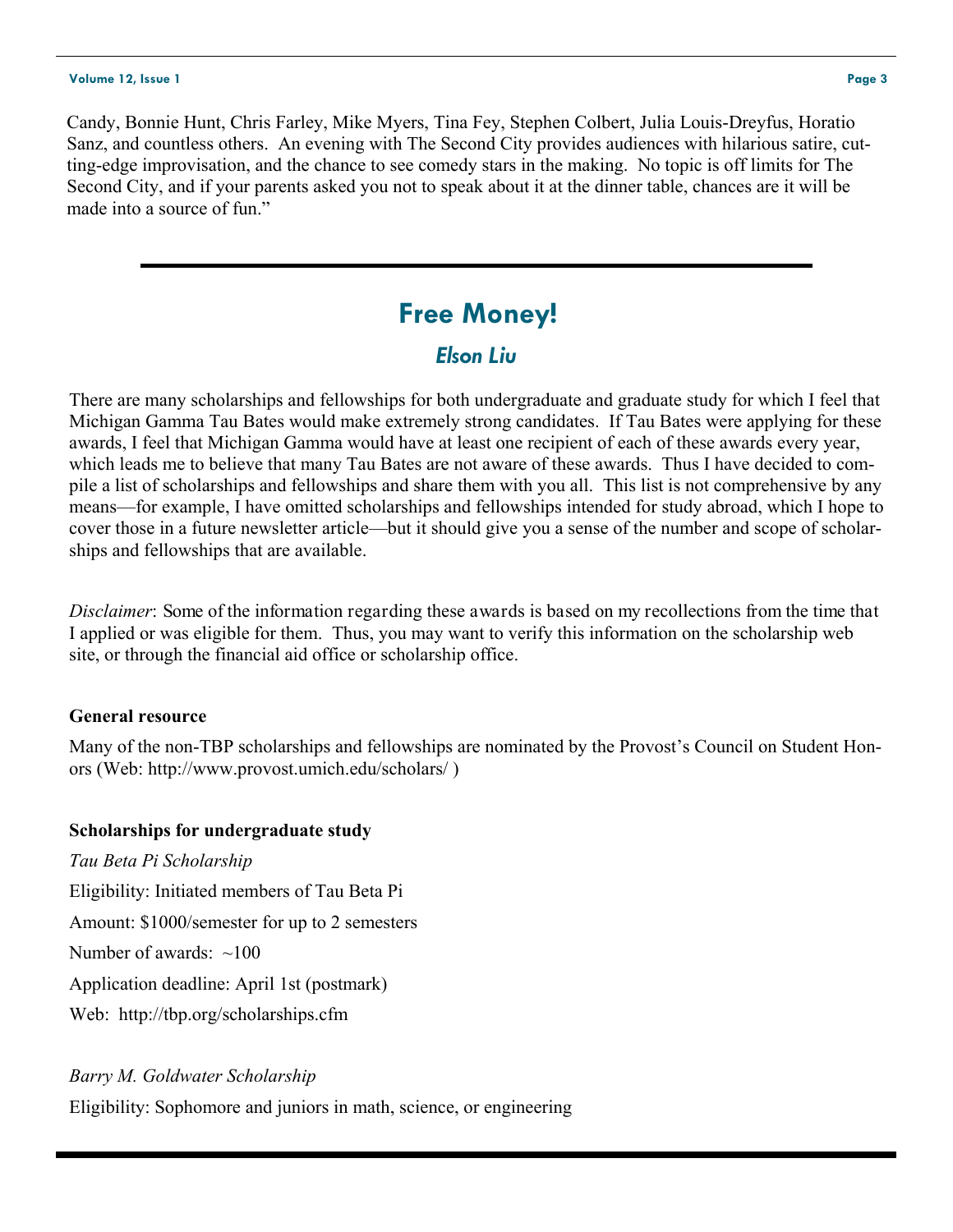Candy, Bonnie Hunt, Chris Farley, Mike Myers, Tina Fey, Stephen Colbert, Julia Louis-Dreyfus, Horatio Sanz, and countless others. An evening with The Second City provides audiences with hilarious satire, cutting-edge improvisation, and the chance to see comedy stars in the making. No topic is off limits for The Second City, and if your parents asked you not to speak about it at the dinner table, chances are it will be made into a source of fun."

---

## Free Money!

### *Elson Liu*

There are many scholarships and fellowships for both undergraduate and graduate study for which I feel that Michigan Gamma Tau Bates would make extremely strong candidates. If Tau Bates were applying for these awards, I feel that Michigan Gamma would have at least one recipient of each of these awards every year, which leads me to believe that many Tau Bates are not aware of these awards. Thus I have decided to compile a list of scholarships and fellowships and share them with you all. This list is not comprehensive by any means—for example, I have omitted scholarships and fellowships intended for study abroad, which I hope to cover those in a future newsletter article—but it should give you a sense of the number and scope of scholarships and fellowships that are available.

*Disclaimer*: Some of the information regarding these awards is based on my recollections from the time that I applied or was eligible for them. Thus, you may want to verify this information on the scholarship web site, or through the financial aid office or scholarship office.

**General resource**

Many of the non-TBP scholarships and fellowships are nominated by the Provost's Council on Student Honors (Web: http://www.provost.umich.edu/scholars/ )

**Scholarships for undergraduate study**

*Tau Beta Pi Scholarship*

Eligibility: Initiated members of Tau Beta Pi

Amount: $1000/semester for up to 2 semesters

Number of awards: ~100

Application deadline: April 1st (postmark)

Web: http://tbp.org/scholarships.cfm

*Barry M. Goldwater Scholarship*

Eligibility: Sophomore and juniors in math, science, or engineering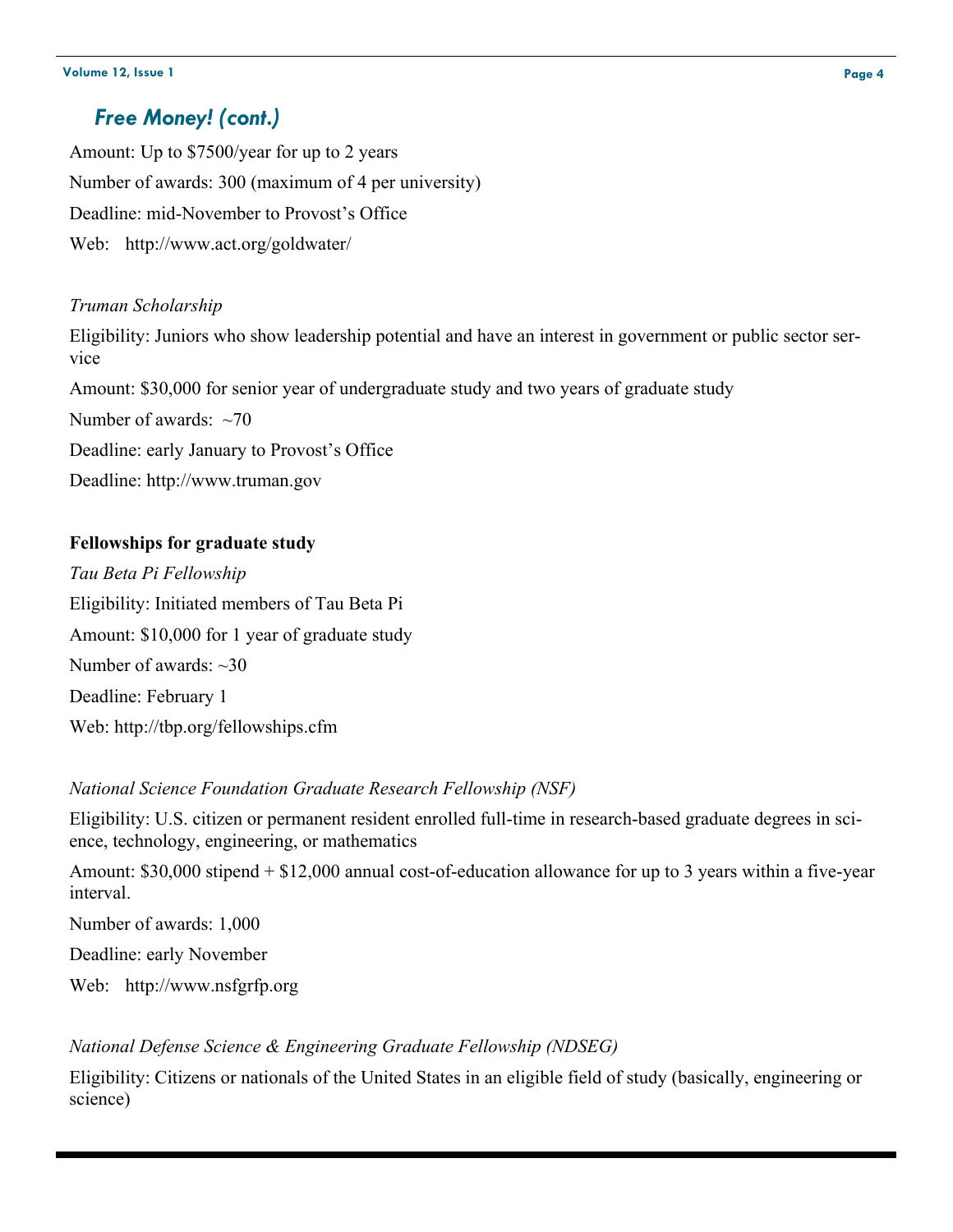## *Free Money! (cont.)*

Amount: Up to $7500/year for up to 2 years

Number of awards: 300 (maximum of 4 per university)

Deadline: mid-November to Provost's Office

Web: http://www.act.org/goldwater/

*Truman Scholarship*

Eligibility: Juniors who show leadership potential and have an interest in government or public sector service

Amount: $30,000 for senior year of undergraduate study and two years of graduate study

Number of awards: ~70

Deadline: early January to Provost's Office

Deadline: http://www.truman.gov

**Fellowships for graduate study**

*Tau Beta Pi Fellowship*

Eligibility: Initiated members of Tau Beta Pi

Amount: $10,000 for 1 year of graduate study

Number of awards: ~30

Deadline: February 1

Web: http://tbp.org/fellowships.cfm

*National Science Foundation Graduate Research Fellowship (NSF)*

Eligibility: U.S. citizen or permanent resident enrolled full-time in research-based graduate degrees in science, technology, engineering, or mathematics

Amount: $30,000 stipend + $12,000 annual cost-of-education allowance for up to 3 years within a five-year interval.

Number of awards: 1,000

Deadline: early November

Web: http://www.nsfgrfp.org

*National Defense Science & Engineering Graduate Fellowship (NDSEG)*

Eligibility: Citizens or nationals of the United States in an eligible field of study (basically, engineering or science)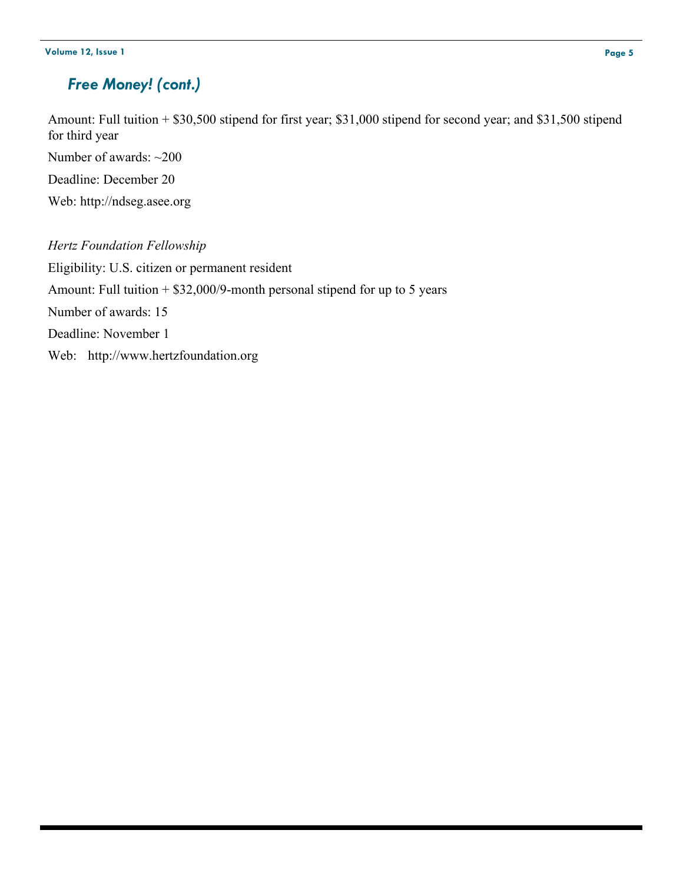## *Free Money! (cont.)*

Amount: Full tuition + $30,500 stipend for first year; $31,000 stipend for second year; and $31,500 stipend for third year

Number of awards: ~200

Deadline: December 20

Web: http://ndseg.asee.org

*Hertz Foundation Fellowship*

Eligibility: U.S. citizen or permanent resident

Amount: Full tuition + $32,000/9-month personal stipend for up to 5 years

Number of awards: 15

Deadline: November 1

Web: http://www.hertzfoundation.org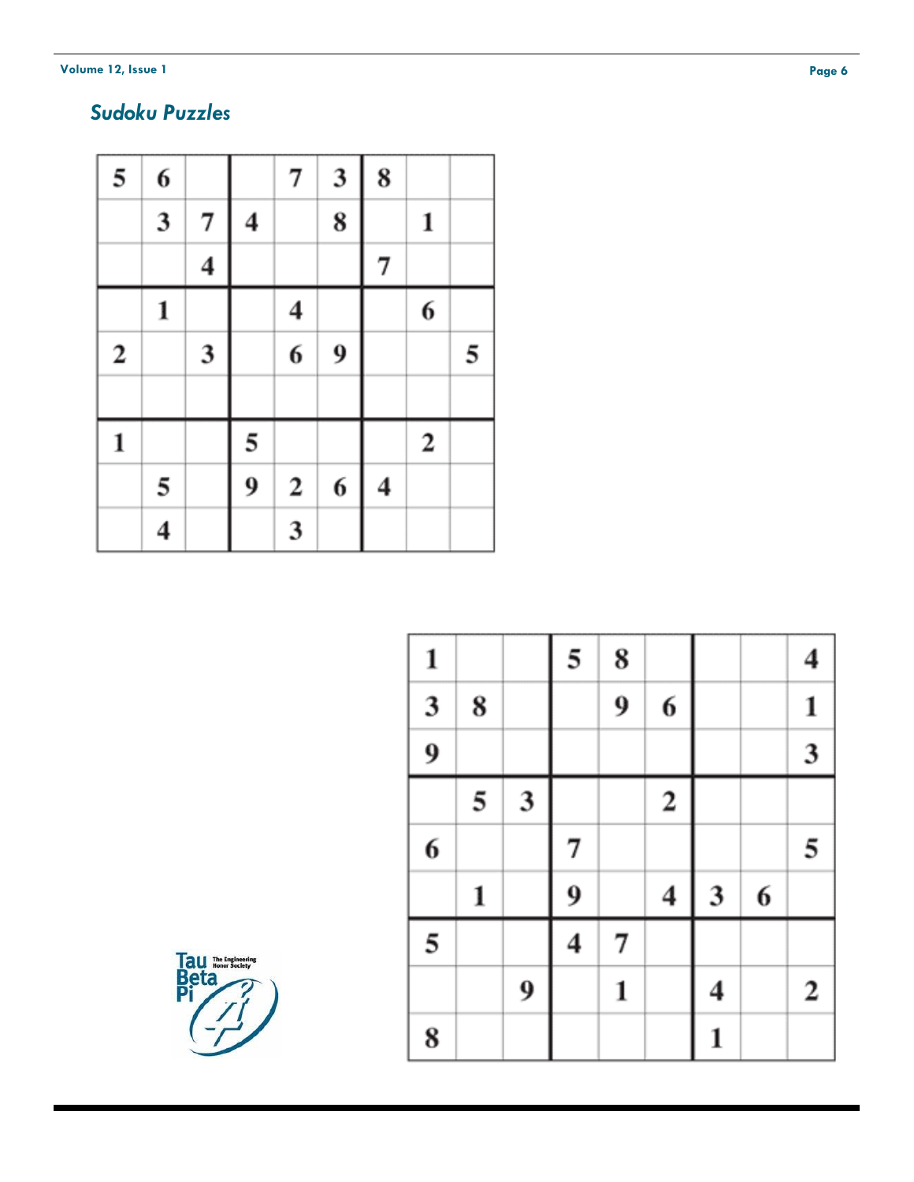## *Sudoku Puzzles*

| | | | | | | | | |
|---|---|---|---|---|---|---|---|---|
| 5 | 6 | | | 7 | 3 | 8 | | |
| | 3 | 7 | 4 | | 8 | | 1 | |
| | | 4 | | | | 7 | | |
| | 1 | | | 4 | | | 6 | |
| 2 | | 3 | | 6 | 9 | | | 5 |
| | | | | | | | | |
| 1 | | | 5 | | | | 2 | |
| | 5 | | 9 | 2 | 6 | 4 | | |
| | 4 | | | 3 | | | | |

| | | | | | | | | |
|---|---|---|---|---|---|---|---|---|
| 1 | | | 5 | 8 | | | | 4 |
| 3 | 8 | | | 9 | 6 | | | 1 |
| 9 | | | | | | | | 3 |
| | 5 | 3 | | | 2 | | | |
| 6 | | | 7 | | | | | 5 |
| | 1 | | 9 | | 4 | 3 | 6 | |
| 5 | | | 4 | 7 | | | | |
| | | 9 | | 1 | | 4 | | 2 |
| 8 | | | | | | 1 | | |

Tau Beta Pi — The Engineering Honor Society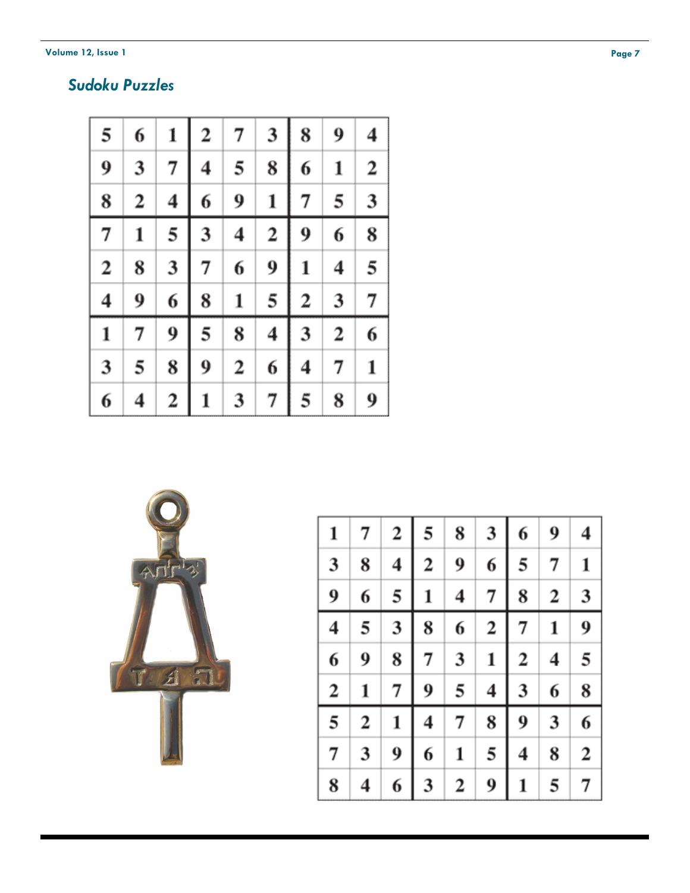## Sudoku Puzzles

| | | | | | | | | |
|---|---|---|---|---|---|---|---|---|
| 5 | 6 | 1 | 2 | 7 | 3 | 8 | 9 | 4 |
| 9 | 3 | 7 | 4 | 5 | 8 | 6 | 1 | 2 |
| 8 | 2 | 4 | 6 | 9 | 1 | 7 | 5 | 3 |
| 7 | 1 | 5 | 3 | 4 | 2 | 9 | 6 | 8 |
| 2 | 8 | 3 | 7 | 6 | 9 | 1 | 4 | 5 |
| 4 | 9 | 6 | 8 | 1 | 5 | 2 | 3 | 7 |
| 1 | 7 | 9 | 5 | 8 | 4 | 3 | 2 | 6 |
| 3 | 5 | 8 | 9 | 2 | 6 | 4 | 7 | 1 |
| 6 | 4 | 2 | 1 | 3 | 7 | 5 | 8 | 9 |

| | | | | | | | | |
|---|---|---|---|---|---|---|---|---|
| 1 | 7 | 2 | 5 | 8 | 3 | 6 | 9 | 4 |
| 3 | 8 | 4 | 2 | 9 | 6 | 5 | 7 | 1 |
| 9 | 6 | 5 | 1 | 4 | 7 | 8 | 2 | 3 |
| 4 | 5 | 3 | 8 | 6 | 2 | 7 | 1 | 9 |
| 6 | 9 | 8 | 7 | 3 | 1 | 2 | 4 | 5 |
| 2 | 1 | 7 | 9 | 5 | 4 | 3 | 6 | 8 |
| 5 | 2 | 1 | 4 | 7 | 8 | 9 | 3 | 6 |
| 7 | 3 | 9 | 6 | 1 | 5 | 4 | 8 | 2 |
| 8 | 4 | 6 | 3 | 2 | 9 | 1 | 5 | 7 |